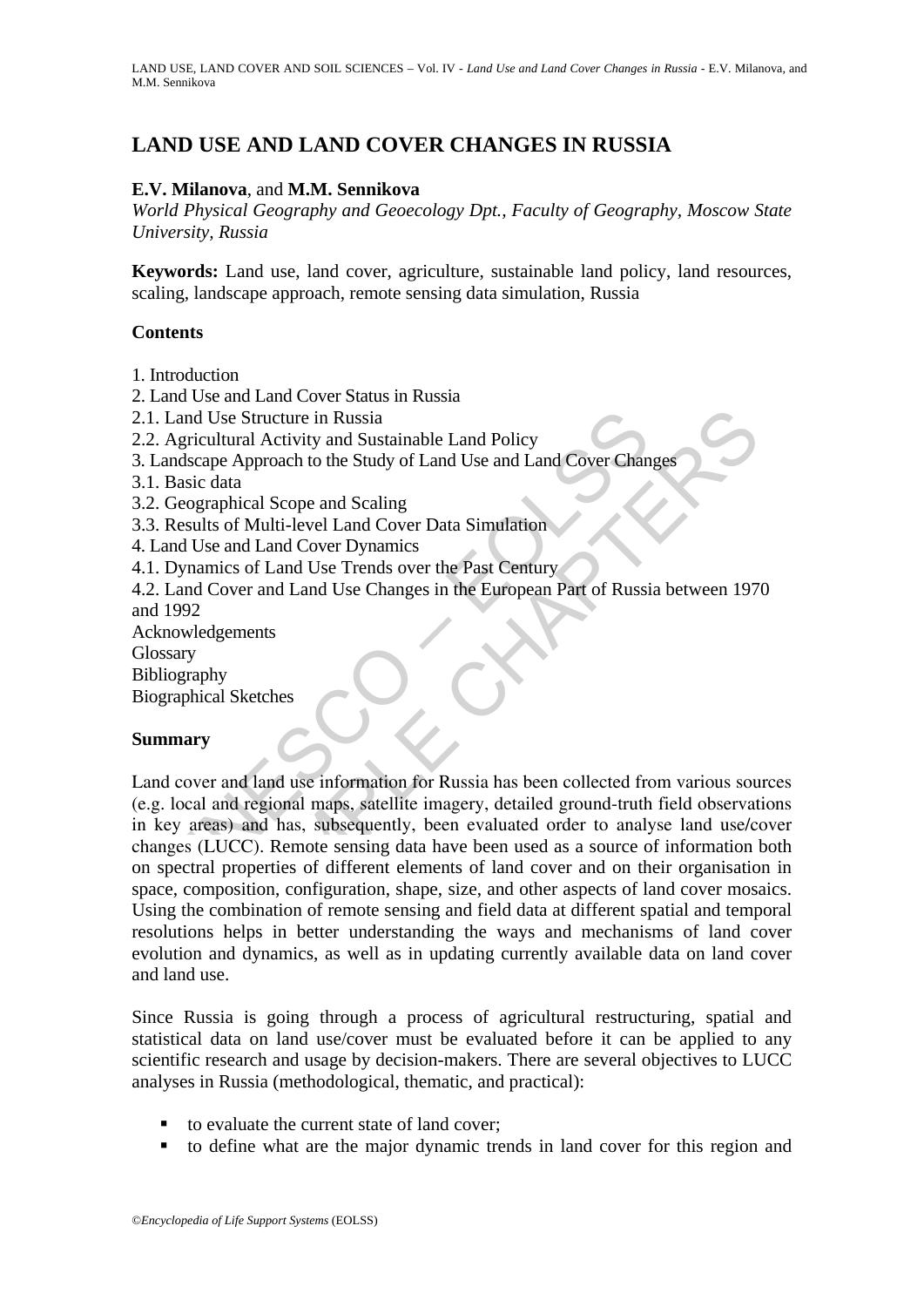# LAND USE AND LAND COVER CHANGES IN RUSSIA

**E.V. Milanova**, and **M.M. Sennikova**

*World Physical Geography and Geoecology Dpt., Faculty of Geography, Moscow State University, Russia*

**Keywords:** Land use, land cover, agriculture, sustainable land policy, land resources, scaling, landscape approach, remote sensing data simulation, Russia

## Contents

1. Introduction
2. Land Use and Land Cover Status in Russia
2.1. Land Use Structure in Russia
2.2. Agricultural Activity and Sustainable Land Policy
3. Landscape Approach to the Study of Land Use and Land Cover Changes
3.1. Basic data
3.2. Geographical Scope and Scaling
3.3. Results of Multi-level Land Cover Data Simulation
4. Land Use and Land Cover Dynamics
4.1. Dynamics of Land Use Trends over the Past Century
4.2. Land Cover and Land Use Changes in the European Part of Russia between 1970 and 1992

Acknowledgements
Glossary
Bibliography
Biographical Sketches

## Summary

Land cover and land use information for Russia has been collected from various sources (e.g. local and regional maps, satellite imagery, detailed ground-truth field observations in key areas) and has, subsequently, been evaluated order to analyse land use/cover changes (LUCC). Remote sensing data have been used as a source of information both on spectral properties of different elements of land cover and on their organisation in space, composition, configuration, shape, size, and other aspects of land cover mosaics. Using the combination of remote sensing and field data at different spatial and temporal resolutions helps in better understanding the ways and mechanisms of land cover evolution and dynamics, as well as in updating currently available data on land cover and land use.

Since Russia is going through a process of agricultural restructuring, spatial and statistical data on land use/cover must be evaluated before it can be applied to any scientific research and usage by decision-makers. There are several objectives to LUCC analyses in Russia (methodological, thematic, and practical):

- to evaluate the current state of land cover;
- to define what are the major dynamic trends in land cover for this region and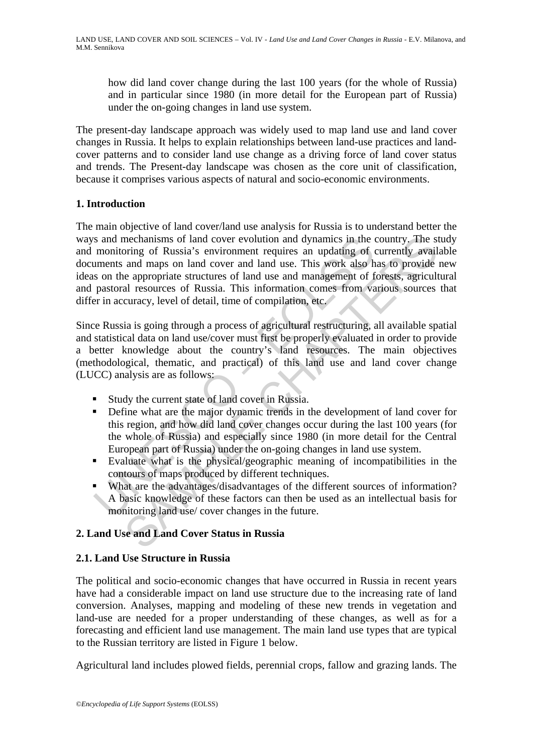how did land cover change during the last 100 years (for the whole of Russia) and in particular since 1980 (in more detail for the European part of Russia) under the on-going changes in land use system.

The present-day landscape approach was widely used to map land use and land cover changes in Russia. It helps to explain relationships between land-use practices and land-cover patterns and to consider land use change as a driving force of land cover status and trends. The Present-day landscape was chosen as the core unit of classification, because it comprises various aspects of natural and socio-economic environments.

## 1. Introduction

The main objective of land cover/land use analysis for Russia is to understand better the ways and mechanisms of land cover evolution and dynamics in the country. The study and monitoring of Russia's environment requires an updating of currently available documents and maps on land cover and land use. This work also has to provide new ideas on the appropriate structures of land use and management of forests, agricultural and pastoral resources of Russia. This information comes from various sources that differ in accuracy, level of detail, time of compilation, etc.

Since Russia is going through a process of agricultural restructuring, all available spatial and statistical data on land use/cover must first be properly evaluated in order to provide a better knowledge about the country's land resources. The main objectives (methodological, thematic, and practical) of this land use and land cover change (LUCC) analysis are as follows:

- Study the current state of land cover in Russia.
- Define what are the major dynamic trends in the development of land cover for this region, and how did land cover changes occur during the last 100 years (for the whole of Russia) and especially since 1980 (in more detail for the Central European part of Russia) under the on-going changes in land use system.
- Evaluate what is the physical/geographic meaning of incompatibilities in the contours of maps produced by different techniques.
- What are the advantages/disadvantages of the different sources of information? A basic knowledge of these factors can then be used as an intellectual basis for monitoring land use/ cover changes in the future.

## 2. Land Use and Land Cover Status in Russia

### 2.1. Land Use Structure in Russia

The political and socio-economic changes that have occurred in Russia in recent years have had a considerable impact on land use structure due to the increasing rate of land conversion. Analyses, mapping and modeling of these new trends in vegetation and land-use are needed for a proper understanding of these changes, as well as for a forecasting and efficient land use management. The main land use types that are typical to the Russian territory are listed in Figure 1 below.

Agricultural land includes plowed fields, perennial crops, fallow and grazing lands. The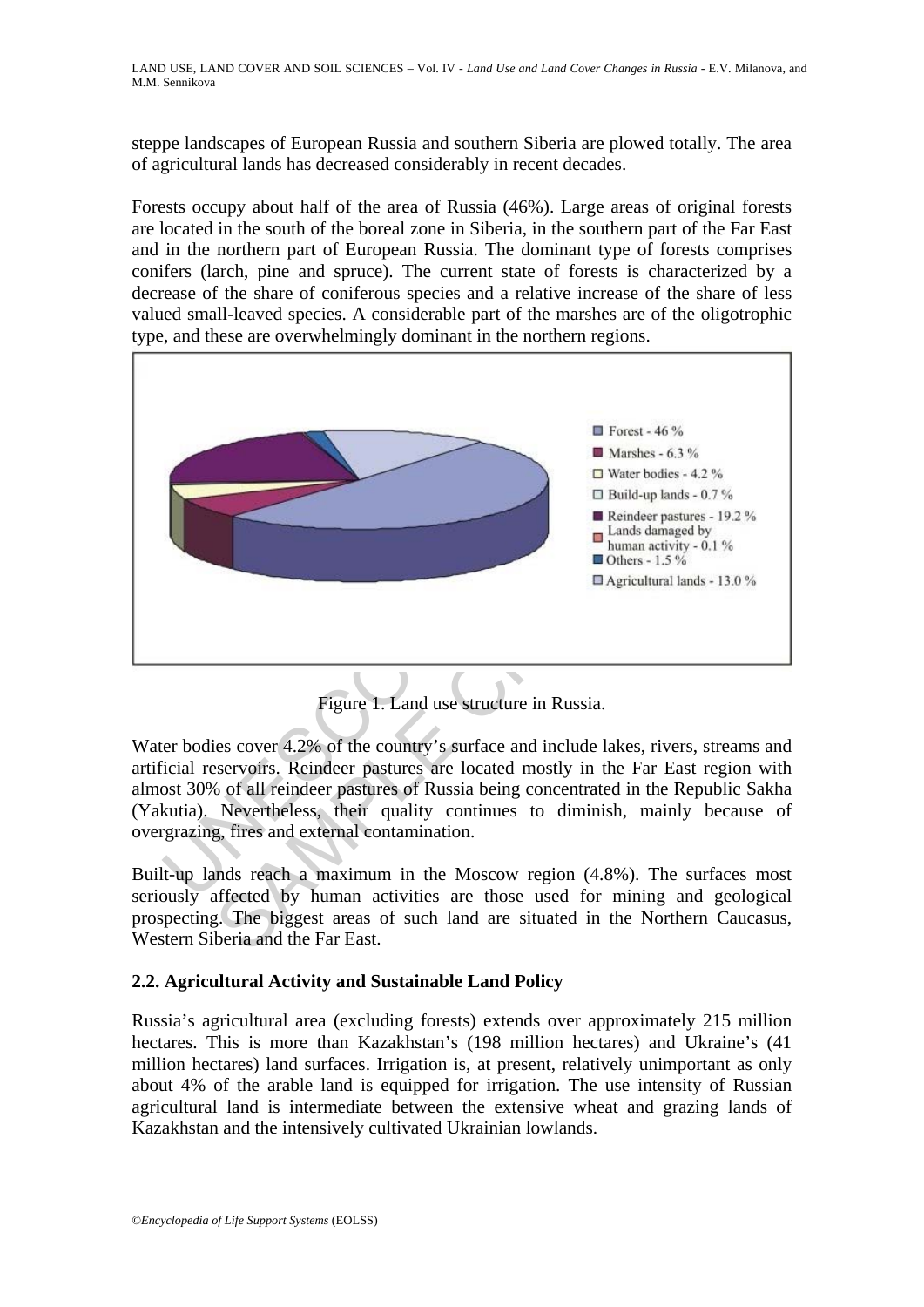steppe landscapes of European Russia and southern Siberia are plowed totally. The area of agricultural lands has decreased considerably in recent decades.

Forests occupy about half of the area of Russia (46%). Large areas of original forests are located in the south of the boreal zone in Siberia, in the southern part of the Far East and in the northern part of European Russia. The dominant type of forests comprises conifers (larch, pine and spruce). The current state of forests is characterized by a decrease of the share of coniferous species and a relative increase of the share of less valued small-leaved species. A considerable part of the marshes are of the oligotrophic type, and these are overwhelmingly dominant in the northern regions.

- Forest - 46 %
- Marshes - 6.3 %
- Water bodies - 4.2 %
- Build-up lands - 0.7 %
- Reindeer pastures - 19.2 %
- Lands damaged by human activity - 0.1 %
- Others - 1.5 %
- Agricultural lands - 13.0 %

Figure 1. Land use structure in Russia.

Water bodies cover 4.2% of the country's surface and include lakes, rivers, streams and artificial reservoirs. Reindeer pastures are located mostly in the Far East region with almost 30% of all reindeer pastures of Russia being concentrated in the Republic Sakha (Yakutia). Nevertheless, their quality continues to diminish, mainly because of overgrazing, fires and external contamination.

Built-up lands reach a maximum in the Moscow region (4.8%). The surfaces most seriously affected by human activities are those used for mining and geological prospecting. The biggest areas of such land are situated in the Northern Caucasus, Western Siberia and the Far East.

### 2.2. Agricultural Activity and Sustainable Land Policy

Russia's agricultural area (excluding forests) extends over approximately 215 million hectares. This is more than Kazakhstan's (198 million hectares) and Ukraine's (41 million hectares) land surfaces. Irrigation is, at present, relatively unimportant as only about 4% of the arable land is equipped for irrigation. The use intensity of Russian agricultural land is intermediate between the extensive wheat and grazing lands of Kazakhstan and the intensively cultivated Ukrainian lowlands.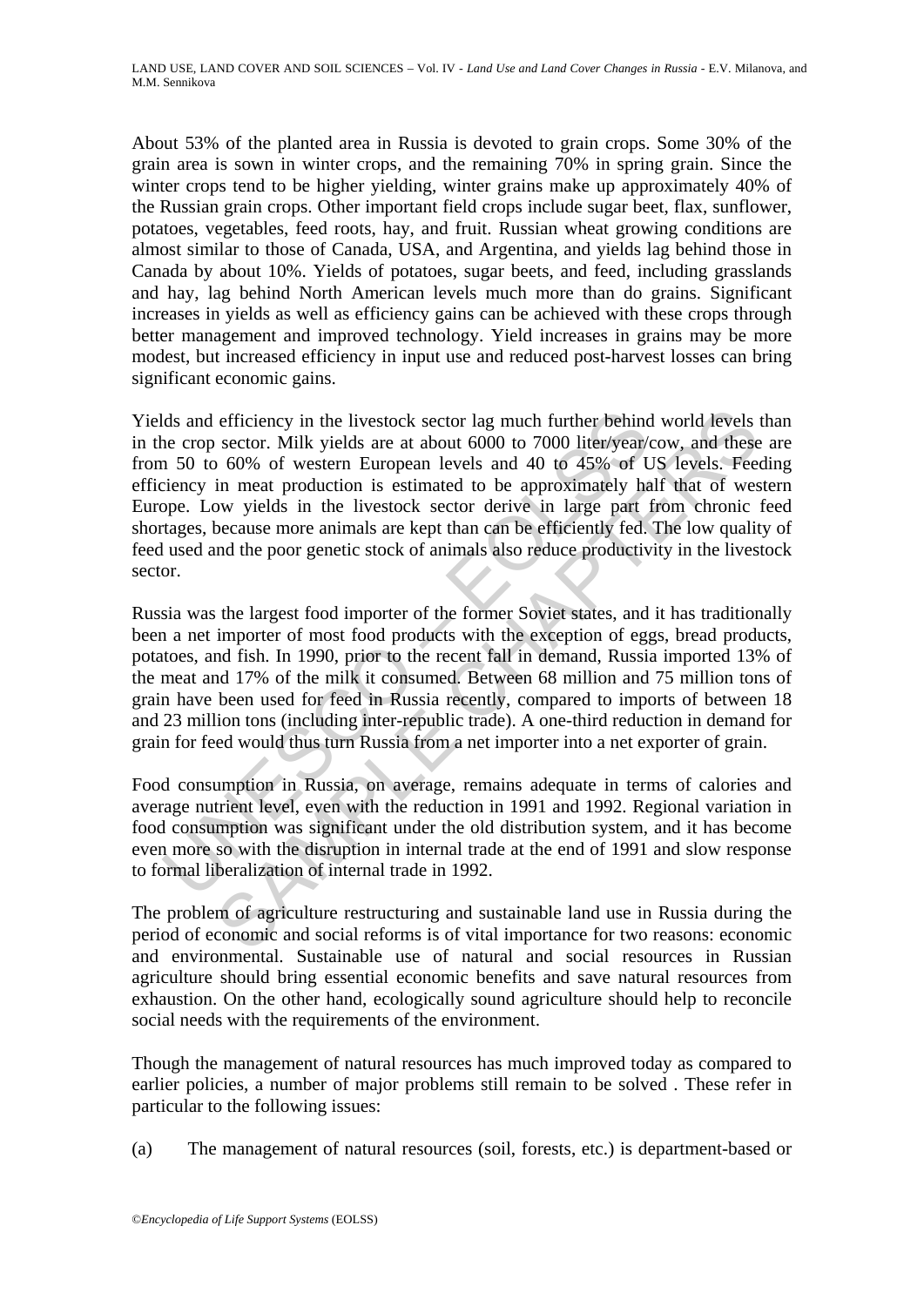About 53% of the planted area in Russia is devoted to grain crops. Some 30% of the grain area is sown in winter crops, and the remaining 70% in spring grain. Since the winter crops tend to be higher yielding, winter grains make up approximately 40% of the Russian grain crops. Other important field crops include sugar beet, flax, sunflower, potatoes, vegetables, feed roots, hay, and fruit. Russian wheat growing conditions are almost similar to those of Canada, USA, and Argentina, and yields lag behind those in Canada by about 10%. Yields of potatoes, sugar beets, and feed, including grasslands and hay, lag behind North American levels much more than do grains. Significant increases in yields as well as efficiency gains can be achieved with these crops through better management and improved technology. Yield increases in grains may be more modest, but increased efficiency in input use and reduced post-harvest losses can bring significant economic gains.

Yields and efficiency in the livestock sector lag much further behind world levels than in the crop sector. Milk yields are at about 6000 to 7000 liter/year/cow, and these are from 50 to 60% of western European levels and 40 to 45% of US levels. Feeding efficiency in meat production is estimated to be approximately half that of western Europe. Low yields in the livestock sector derive in large part from chronic feed shortages, because more animals are kept than can be efficiently fed. The low quality of feed used and the poor genetic stock of animals also reduce productivity in the livestock sector.

Russia was the largest food importer of the former Soviet states, and it has traditionally been a net importer of most food products with the exception of eggs, bread products, potatoes, and fish. In 1990, prior to the recent fall in demand, Russia imported 13% of the meat and 17% of the milk it consumed. Between 68 million and 75 million tons of grain have been used for feed in Russia recently, compared to imports of between 18 and 23 million tons (including inter-republic trade). A one-third reduction in demand for grain for feed would thus turn Russia from a net importer into a net exporter of grain.

Food consumption in Russia, on average, remains adequate in terms of calories and average nutrient level, even with the reduction in 1991 and 1992. Regional variation in food consumption was significant under the old distribution system, and it has become even more so with the disruption in internal trade at the end of 1991 and slow response to formal liberalization of internal trade in 1992.

The problem of agriculture restructuring and sustainable land use in Russia during the period of economic and social reforms is of vital importance for two reasons: economic and environmental. Sustainable use of natural and social resources in Russian agriculture should bring essential economic benefits and save natural resources from exhaustion. On the other hand, ecologically sound agriculture should help to reconcile social needs with the requirements of the environment.

Though the management of natural resources has much improved today as compared to earlier policies, a number of major problems still remain to be solved . These refer in particular to the following issues:

(a) The management of natural resources (soil, forests, etc.) is department-based or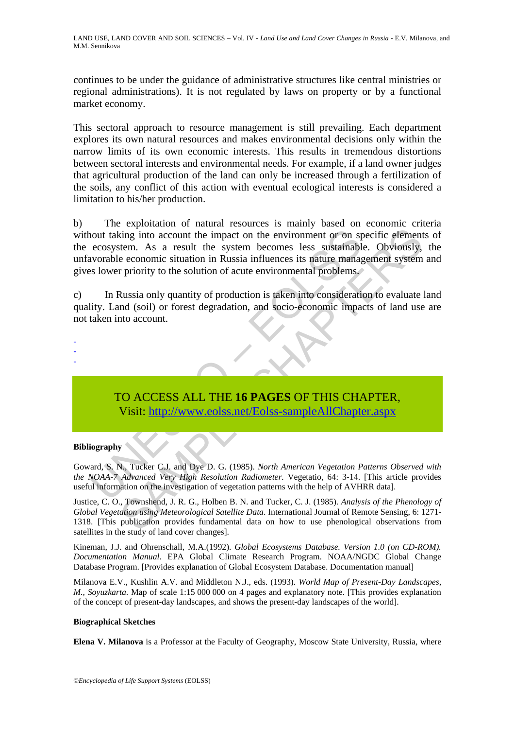continues to be under the guidance of administrative structures like central ministries or regional administrations). It is not regulated by laws on property or by a functional market economy.

This sectoral approach to resource management is still prevailing. Each department explores its own natural resources and makes environmental decisions only within the narrow limits of its own economic interests. This results in tremendous distortions between sectoral interests and environmental needs. For example, if a land owner judges that agricultural production of the land can only be increased through a fertilization of the soils, any conflict of this action with eventual ecological interests is considered a limitation to his/her production.

b) The exploitation of natural resources is mainly based on economic criteria without taking into account the impact on the environment or on specific elements of the ecosystem. As a result the system becomes less sustainable. Obviously, the unfavorable economic situation in Russia influences its nature management system and gives lower priority to the solution of acute environmental problems.

c) In Russia only quantity of production is taken into consideration to evaluate land quality. Land (soil) or forest degradation, and socio-economic impacts of land use are not taken into account.

-
-
-

TO ACCESS ALL THE **16 PAGES** OF THIS CHAPTER,
Visit: http://www.eolss.net/Eolss-sampleAllChapter.aspx

**Bibliography**

Goward, S. N., Tucker C.J. and Dye D. G. (1985). *North American Vegetation Patterns Observed with the NOAA-7 Advanced Very High Resolution Radiometer*. Vegetatio, 64: 3-14. [This article provides useful information on the investigation of vegetation patterns with the help of AVHRR data].

Justice, C. O., Townshend, J. R. G., Holben B. N. and Tucker, C. J. (1985). *Analysis of the Phenology of Global Vegetation using Meteorological Satellite Data*. International Journal of Remote Sensing, 6: 1271-1318. [This publication provides fundamental data on how to use phenological observations from satellites in the study of land cover changes].

Kineman, J.J. and Ohrenschall, M.A.(1992). *Global Ecosystems Database. Version 1.0 (on CD-ROM). Documentation Manual*. EPA Global Climate Research Program. NOAA/NGDC Global Change Database Program. [Provides explanation of Global Ecosystem Database. Documentation manual]

Milanova E.V., Kushlin A.V. and Middleton N.J., eds. (1993). *World Map of Present-Day Landscapes, M., Soyuzkarta*. Map of scale 1:15 000 000 on 4 pages and explanatory note. [This provides explanation of the concept of present-day landscapes, and shows the present-day landscapes of the world].

**Biographical Sketches**

**Elena V. Milanova** is a Professor at the Faculty of Geography, Moscow State University, Russia, where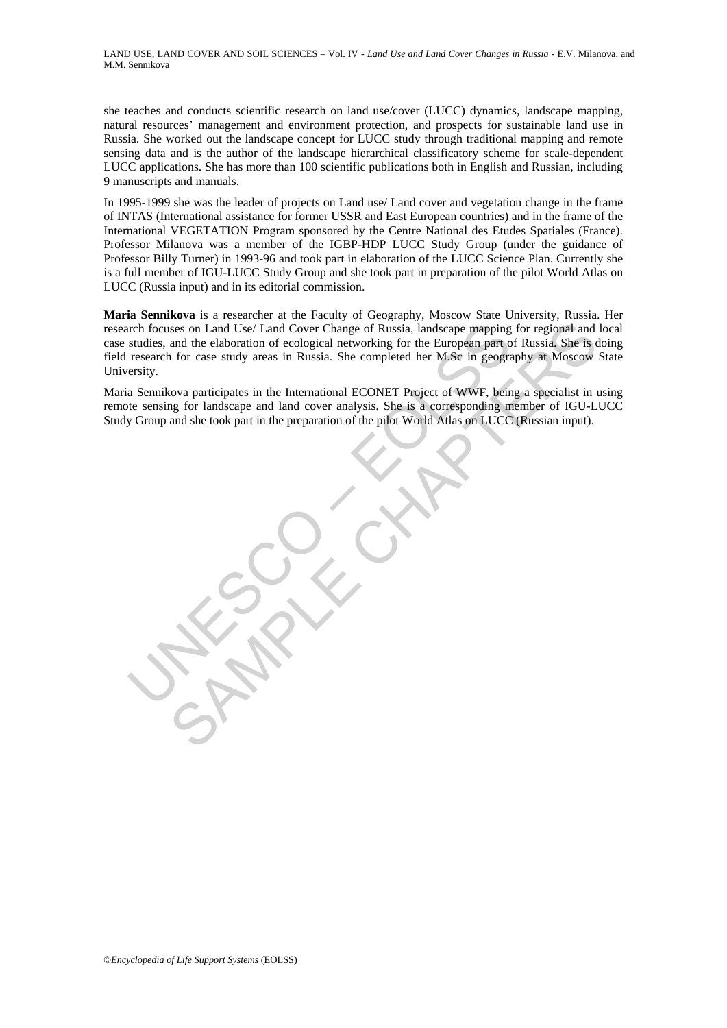she teaches and conducts scientific research on land use/cover (LUCC) dynamics, landscape mapping, natural resources' management and environment protection, and prospects for sustainable land use in Russia. She worked out the landscape concept for LUCC study through traditional mapping and remote sensing data and is the author of the landscape hierarchical classificatory scheme for scale-dependent LUCC applications. She has more than 100 scientific publications both in English and Russian, including 9 manuscripts and manuals.

In 1995-1999 she was the leader of projects on Land use/ Land cover and vegetation change in the frame of INTAS (International assistance for former USSR and East European countries) and in the frame of the International VEGETATION Program sponsored by the Centre National des Etudes Spatiales (France). Professor Milanova was a member of the IGBP-HDP LUCC Study Group (under the guidance of Professor Billy Turner) in 1993-96 and took part in elaboration of the LUCC Science Plan. Currently she is a full member of IGU-LUCC Study Group and she took part in preparation of the pilot World Atlas on LUCC (Russia input) and in its editorial commission.

**Maria Sennikova** is a researcher at the Faculty of Geography, Moscow State University, Russia. Her research focuses on Land Use/ Land Cover Change of Russia, landscape mapping for regional and local case studies, and the elaboration of ecological networking for the European part of Russia. She is doing field research for case study areas in Russia. She completed her M.Sc in geography at Moscow State University.

Maria Sennikova participates in the International ECONET Project of WWF, being a specialist in using remote sensing for landscape and land cover analysis. She is a corresponding member of IGU-LUCC Study Group and she took part in the preparation of the pilot World Atlas on LUCC (Russian input).